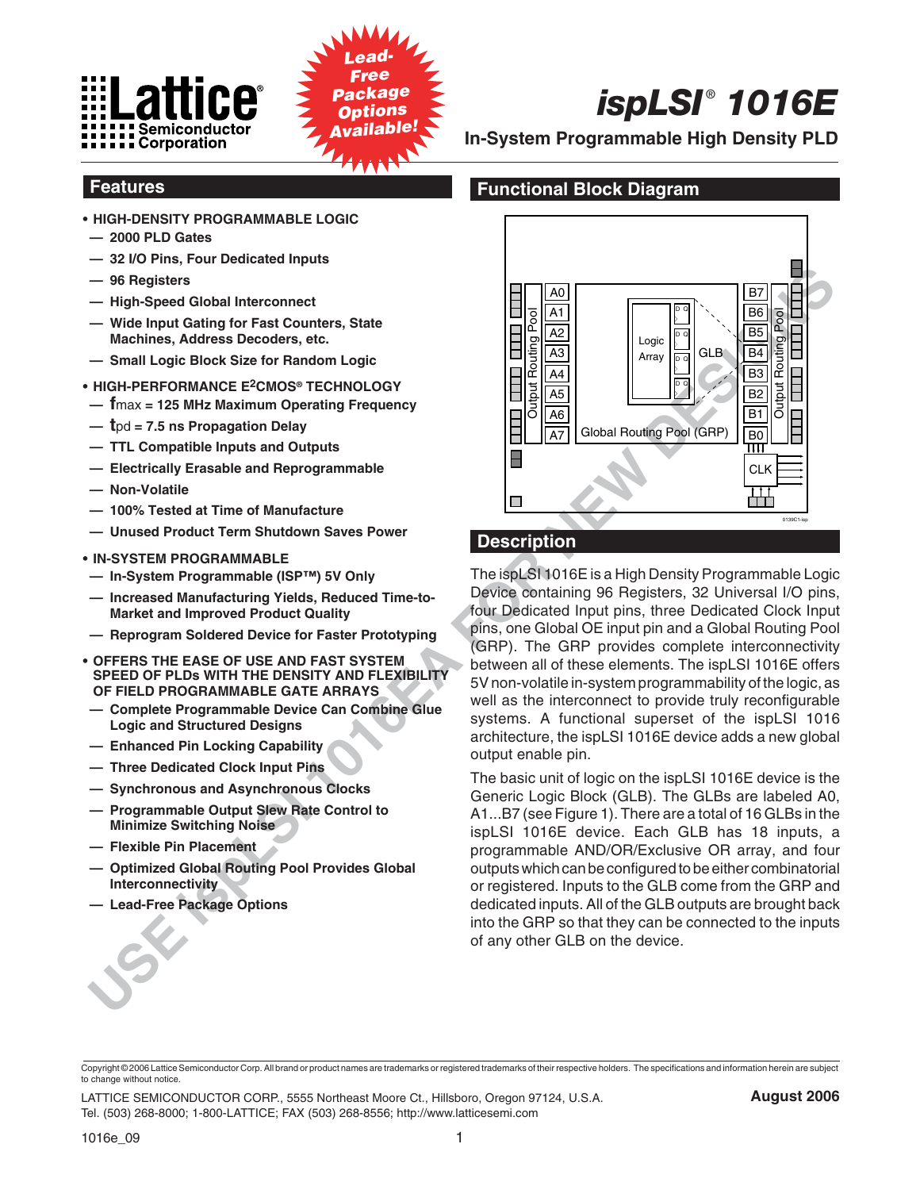Lattice Semiconductor Corporation

Lead-Free Package Options Available!

# ispLSI® 1016E

## In-System Programmable High Density PLD

## Features

- **HIGH-DENSITY PROGRAMMABLE LOGIC**
  - — 2000 PLD Gates
  - — 32 I/O Pins, Four Dedicated Inputs
  - — 96 Registers
  - — High-Speed Global Interconnect
  - — Wide Input Gating for Fast Counters, State Machines, Address Decoders, etc.
  - — Small Logic Block Size for Random Logic
- **HIGH-PERFORMANCE E²CMOS® TECHNOLOGY**
  - — $f_{max}$ = 125 MHz Maximum Operating Frequency
  - — $t_{pd}$ = 7.5 ns Propagation Delay
  - — TTL Compatible Inputs and Outputs
  - — Electrically Erasable and Reprogrammable
  - — Non-Volatile
  - — 100% Tested at Time of Manufacture
  - — Unused Product Term Shutdown Saves Power
- **IN-SYSTEM PROGRAMMABLE**
  - — In-System Programmable (ISP™) 5V Only
  - — Increased Manufacturing Yields, Reduced Time-to-Market and Improved Product Quality
  - — Reprogram Soldered Device for Faster Prototyping
- **OFFERS THE EASE OF USE AND FAST SYSTEM SPEED OF PLDs WITH THE DENSITY AND FLEXIBILITY OF FIELD PROGRAMMABLE GATE ARRAYS**
  - — Complete Programmable Device Can Combine Glue Logic and Structured Designs
  - — Enhanced Pin Locking Capability
  - — Three Dedicated Clock Input Pins
  - — Synchronous and Asynchronous Clocks
  - — Programmable Output Slew Rate Control to Minimize Switching Noise
  - — Flexible Pin Placement
  - — Optimized Global Routing Pool Provides Global Interconnectivity
  - — Lead-Free Package Options

## Functional Block Diagram

0139C1-isp

## Description

The ispLSI 1016E is a High Density Programmable Logic Device containing 96 Registers, 32 Universal I/O pins, four Dedicated Input pins, three Dedicated Clock Input pins, one Global OE input pin and a Global Routing Pool (GRP). The GRP provides complete interconnectivity between all of these elements. The ispLSI 1016E offers 5V non-volatile in-system programmability of the logic, as well as the interconnect to provide truly reconfigurable systems. A functional superset of the ispLSI 1016 architecture, the ispLSI 1016E device adds a new global output enable pin.

The basic unit of logic on the ispLSI 1016E device is the Generic Logic Block (GLB). The GLBs are labeled A0, A1...B7 (see Figure 1). There are a total of 16 GLBs in the ispLSI 1016E device. Each GLB has 18 inputs, a programmable AND/OR/Exclusive OR array, and four outputs which can be configured to be either combinatorial or registered. Inputs to the GLB come from the GRP and dedicated inputs. All of the GLB outputs are brought back into the GRP so that they can be connected to the inputs of any other GLB on the device.

USE ispLSI 1016EA FOR NEW DESIGNS

Copyright © 2006 Lattice Semiconductor Corp. All brand or product names are trademarks or registered trademarks of their respective holders. The specifications and information herein are subject to change without notice.

LATTICE SEMICONDUCTOR CORP., 5555 Northeast Moore Ct., Hillsboro, Oregon 97124, U.S.A.
Tel. (503) 268-8000; 1-800-LATTICE; FAX (503) 268-8556; http://www.latticesemi.com

August 2006

1016e_09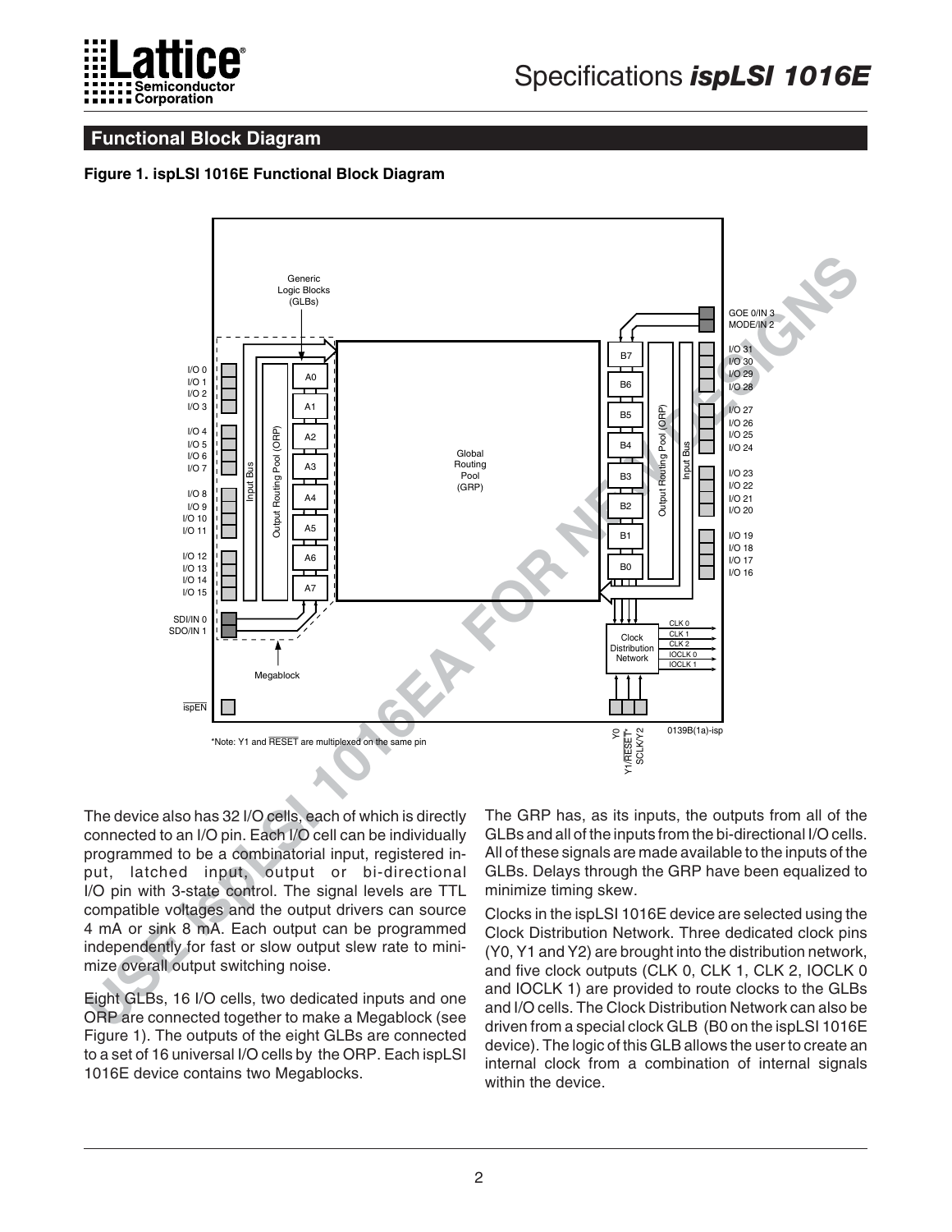## Functional Block Diagram

**Figure 1. ispLSI 1016E Functional Block Diagram**

*Note: Y1 and $\overline{RESET}$ are multiplexed on the same pin

The device also has 32 I/O cells, each of which is directly connected to an I/O pin. Each I/O cell can be individually programmed to be a combinatorial input, registered input, latched input, output or bi-directional I/O pin with 3-state control. The signal levels are TTL compatible voltages and the output drivers can source 4 mA or sink 8 mA. Each output can be programmed independently for fast or slow output switching noise.

Eight GLBs, 16 I/O cells, two dedicated inputs and one ORP are connected together to make a Megablock (see Figure 1). The outputs of the eight GLBs are connected to a set of 16 universal I/O cells by the ORP. Each ispLSI 1016E device contains two Megablocks.

The GRP has, as its inputs, the outputs from all of the GLBs and all of the inputs from the bi-directional I/O cells. All of these signals are made available to the inputs of the GLBs. Delays through the GRP have been equalized to minimize timing skew.

Clocks in the ispLSI 1016E device are selected using the Clock Distribution Network. Three dedicated clock pins (Y0, Y1 and Y2) are brought into the distribution network, and five clock outputs (CLK 0, CLK 1, CLK 2, IOCLK 0 and IOCLK 1) are provided to route clocks to the GLBs and I/O cells. The Clock Distribution Network can also be driven from a special clock GLB (B0 on the ispLSI 1016E device). The logic of this GLB allows the user to create an internal clock from a combination of internal signals within the device.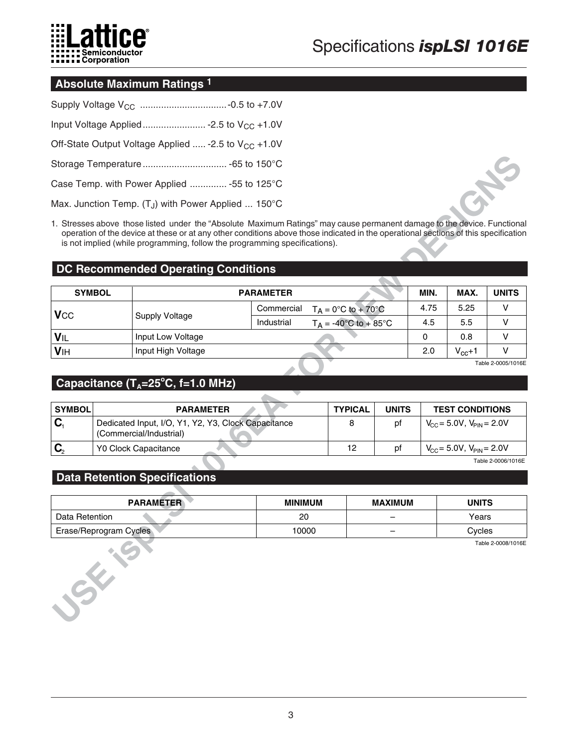## Absolute Maximum Ratings [1]

Supply Voltage $V_{CC}$ ................................-0.5 to +7.0V

Input Voltage Applied........................ -2.5 to $V_{CC}$ +1.0V

Off-State Output Voltage Applied ..... -2.5 to $V_{CC}$ +1.0V

Storage Temperature................................ -65 to 150°C

Case Temp. with Power Applied .............. -55 to 125°C

Max. Junction Temp. ($T_J$) with Power Applied ... 150°C

1. Stresses above those listed under the "Absolute Maximum Ratings" may cause permanent damage to the device. Functional operation of the device at these or at any other conditions above those indicated in the operational sections of this specification is not implied (while programming, follow the programming specifications).

## DC Recommended Operating Conditions

| SYMBOL | PARAMETER | | | MIN. | MAX. | UNITS |
|---|---|---|---|---|---|---|
| $V_{CC}$ | Supply Voltage | Commercial | $T_A$ = 0°C to + 70°C | 4.75 | 5.25 | V |
| | | Industrial | $T_A$ = -40°C to + 85°C | 4.5 | 5.5 | V |
| $V_{IL}$ | Input Low Voltage | | | 0 | 0.8 | V |
| $V_{IH}$ | Input High Voltage | | | 2.0 | $V_{CC}$+1 | V |

Table 2-0005/1016E

## Capacitance ($T_A$=25°C, f=1.0 MHz)

| SYMBOL | PARAMETER | TYPICAL | UNITS | TEST CONDITIONS |
|---|---|---|---|---|
| $C_1$ | Dedicated Input, I/O, Y1, Y2, Y3, Clock Capacitance (Commercial/Industrial) | 8 | pf | $V_{CC}$ = 5.0V, $V_{PIN}$ = 2.0V |
| $C_2$ | Y0 Clock Capacitance | 12 | pf | $V_{CC}$ = 5.0V, $V_{PIN}$ = 2.0V |

Table 2-0006/1016E

## Data Retention Specifications

| PARAMETER | MINIMUM | MAXIMUM | UNITS |
|---|---|---|---|
| Data Retention | 20 | – | Years |
| Erase/Reprogram Cycles | 10000 | – | Cycles |

Table 2-0008/1016E

USE ispLSI 1016EA FOR NEW DESIGNS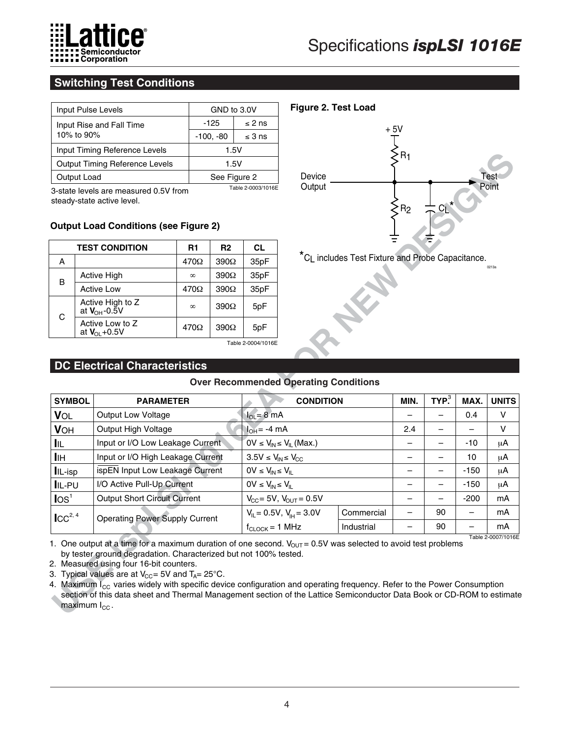## Switching Test Conditions

| Input Pulse Levels | GND to 3.0V | |
|---|---|---|
| Input Rise and Fall Time 10% to 90% | -125 | ≤ 2 ns |
| | -100, -80 | ≤ 3 ns |
| Input Timing Reference Levels | 1.5V | |
| Output Timing Reference Levels | 1.5V | |
| Output Load | See Figure 2 | |

Table 2-0003/1016E

3-state levels are measured 0.5V from steady-state active level.

### Output Load Conditions (see Figure 2)

| TEST CONDITION | | R1 | R2 | CL |
|---|---|---|---|---|
| A | | 470Ω | 390Ω | 35pF |
| B | Active High | ∞ | 390Ω | 35pF |
| | Active Low | 470Ω | 390Ω | 35pF |
| C | Active High to Z at $V_{OH}$-0.5V | ∞ | 390Ω | 5pF |
| | Active Low to Z at $V_{OL}$+0.5V | 470Ω | 390Ω | 5pF |

Table 2-0004/1016E

**Figure 2. Test Load**

+ 5V, $R_1$, $R_2$, $C_L$*, Device Output, Test Point

*$C_L$ includes Test Fixture and Probe Capacitance.

0213a

## DC Electrical Characteristics

**Over Recommended Operating Conditions**

| SYMBOL | PARAMETER | CONDITION | | MIN. | TYP.[3] | MAX. | UNITS |
|---|---|---|---|---|---|---|---|
| $V_{OL}$ | Output Low Voltage | $I_{OL}$ = 8 mA | | – | – | 0.4 | V |
| $V_{OH}$ | Output High Voltage | $I_{OH}$ = -4 mA | | 2.4 | – | – | V |
| $I_{IL}$ | Input or I/O Low Leakage Current | $0V \le V_{IN} \le V_{IL}$ (Max.) | | – | – | -10 | μA |
| $I_{IH}$ | Input or I/O High Leakage Current | $3.5V \le V_{IN} \le V_{CC}$ | | – | – | 10 | μA |
| $I_{IL\text{-}isp}$ | $\overline{\text{ispEN}}$ Input Low Leakage Current | $0V \le V_{IN} \le V_{IL}$ | | – | – | -150 | μA |
| $I_{IL\text{-}PU}$ | I/O Active Pull-Up Current | $0V \le V_{IN} \le V_{IL}$ | | – | – | -150 | μA |
| $I_{OS}$[1] | Output Short Circuit Current | $V_{CC}$ = 5V, $V_{OUT}$ = 0.5V | | – | – | -200 | mA |
| $I_{CC}$[2, 4] | Operating Power Supply Current | $V_{IL}$ = 0.5V, $V_{IH}$ = 3.0V | Commercial | – | 90 | – | mA |
| | | $f_{CLOCK}$ = 1 MHz | Industrial | – | 90 | – | mA |

Table 2-0007/1016E

1. One output at a time for a maximum duration of one second. $V_{OUT}$ = 0.5V was selected to avoid test problems by tester ground degradation. Characterized but not 100% tested.
2. Measured using four 16-bit counters.
3. Typical values are at $V_{CC}$ = 5V and $T_A$ = 25°C.
4. Maximum $I_{CC}$ varies widely with specific device configuration and operating frequency. Refer to the Power Consumption section of this data sheet and Thermal Management section of the Lattice Semiconductor Data Book or CD-ROM to estimate maximum $I_{CC}$.

USE ispLSI 1016EA FOR NEW DESIGNS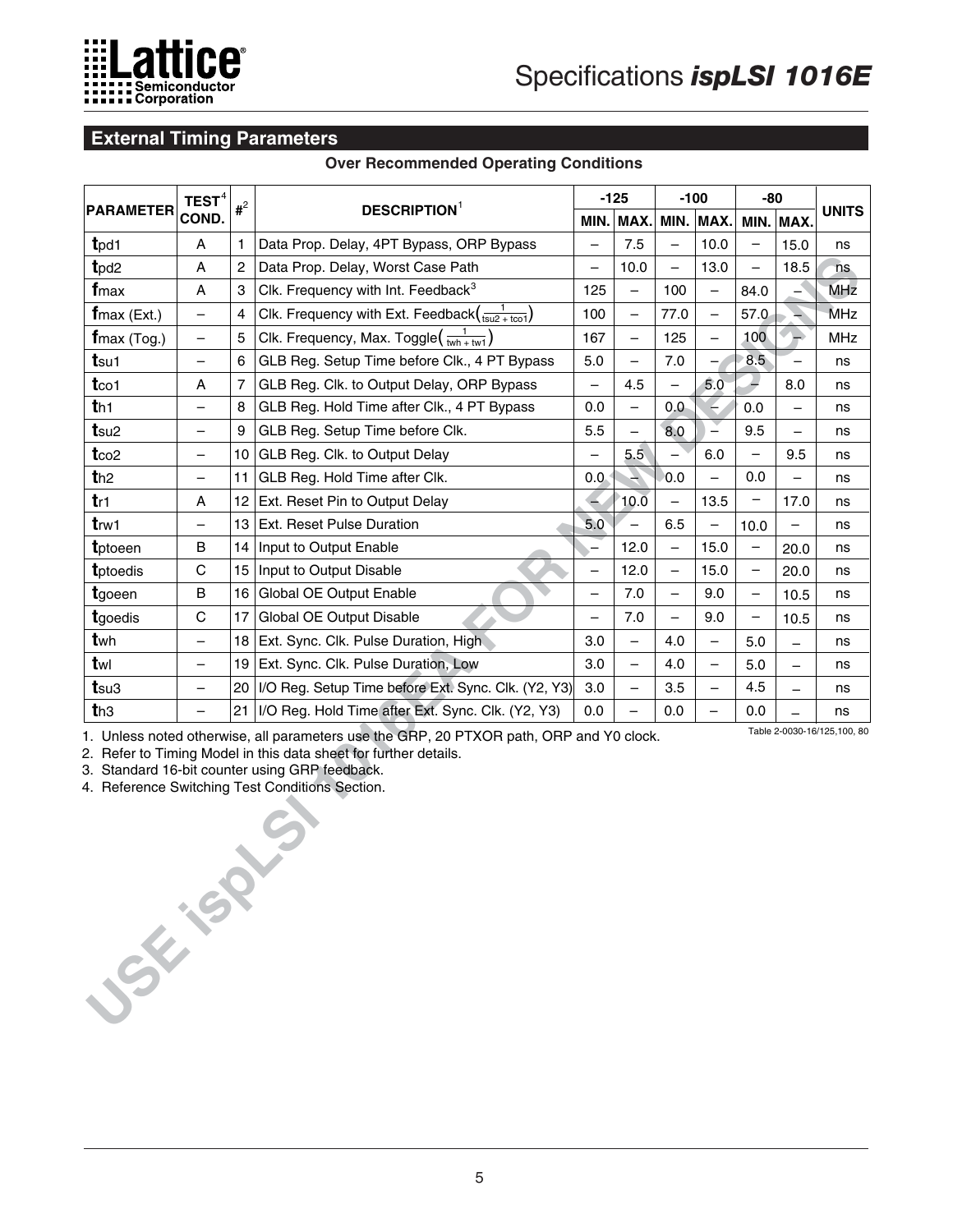## External Timing Parameters

**Over Recommended Operating Conditions**

| PARAMETER | TEST[4] COND. | #[2] | DESCRIPTION[1] | -125 | | -100 | | -80 | | UNITS |
|---|---|---|---|---|---|---|---|---|---|---|
| | | | | MIN. | MAX. | MIN. | MAX. | MIN. | MAX. | |
| $t_{pd1}$ | A | 1 | Data Prop. Delay, 4PT Bypass, ORP Bypass | – | 7.5 | – | 10.0 | – | 15.0 | ns |
| $t_{pd2}$ | A | 2 | Data Prop. Delay, Worst Case Path | – | 10.0 | – | 13.0 | – | 18.5 | ns |
| $f_{max}$ | A | 3 | Clk. Frequency with Int. Feedback[3] | 125 | – | 100 | – | 84.0 | – | MHz |
| $f_{max}$ (Ext.) | – | 4 | Clk. Frequency with Ext. Feedback$\left(\frac{1}{t_{su2} + t_{co1}}\right)$ | 100 | – | 77.0 | – | 57.0 | – | MHz |
| $f_{max}$ (Tog.) | – | 5 | Clk. Frequency, Max. Toggle$\left(\frac{1}{t_{wh} + t_{wl}}\right)$ | 167 | – | 125 | – | 100 | – | MHz |
| $t_{su1}$ | – | 6 | GLB Reg. Setup Time before Clk., 4 PT Bypass | 5.0 | – | 7.0 | – | 8.5 | – | ns |
| $t_{co1}$ | A | 7 | GLB Reg. Clk. to Output Delay, ORP Bypass | – | 4.5 | – | 5.0 | – | 8.0 | ns |
| $t_{h1}$ | – | 8 | GLB Reg. Hold Time after Clk., 4 PT Bypass | 0.0 | – | 0.0 | – | 0.0 | – | ns |
| $t_{su2}$ | – | 9 | GLB Reg. Setup Time before Clk. | 5.5 | – | 8.0 | – | 9.5 | – | ns |
| $t_{co2}$ | – | 10 | GLB Reg. Clk. to Output Delay | – | 5.5 | – | 6.0 | – | 9.5 | ns |
| $t_{h2}$ | – | 11 | GLB Reg. Hold Time after Clk. | 0.0 | – | 0.0 | – | 0.0 | – | ns |
| $t_{r1}$ | A | 12 | Ext. Reset Pin to Output Delay | – | 10.0 | – | 13.5 | – | 17.0 | ns |
| $t_{rw1}$ | – | 13 | Ext. Reset Pulse Duration | 5.0 | – | 6.5 | – | 10.0 | – | ns |
| $t_{ptoeen}$ | B | 14 | Input to Output Enable | – | 12.0 | – | 15.0 | – | 20.0 | ns |
| $t_{ptoedis}$ | C | 15 | Input to Output Disable | – | 12.0 | – | 15.0 | – | 20.0 | ns |
| $t_{goeen}$ | B | 16 | Global OE Output Enable | – | 7.0 | – | 9.0 | – | 10.5 | ns |
| $t_{goedis}$ | C | 17 | Global OE Output Disable | – | 7.0 | – | 9.0 | – | 10.5 | ns |
| $t_{wh}$ | – | 18 | Ext. Sync. Clk. Pulse Duration, High | 3.0 | – | 4.0 | – | 5.0 | – | ns |
| $t_{wl}$ | – | 19 | Ext. Sync. Clk. Pulse Duration, Low | 3.0 | – | 4.0 | – | 5.0 | – | ns |
| $t_{su3}$ | – | 20 | I/O Reg. Setup Time before Ext. Sync. Clk. (Y2, Y3) | 3.0 | – | 3.5 | – | 4.5 | – | ns |
| $t_{h3}$ | – | 21 | I/O Reg. Hold Time after Ext. Sync. Clk. (Y2, Y3) | 0.0 | – | 0.0 | – | 0.0 | – | ns |

Table 2-0030-16/125,100, 80

1. Unless noted otherwise, all parameters use the GRP, 20 PTXOR path, ORP and Y0 clock.
2. Refer to Timing Model in this data sheet for further details.
3. Standard 16-bit counter using GRP feedback.
4. Reference Switching Test Conditions Section.

USE ispLSI 1016EA FOR NEW DESIGNS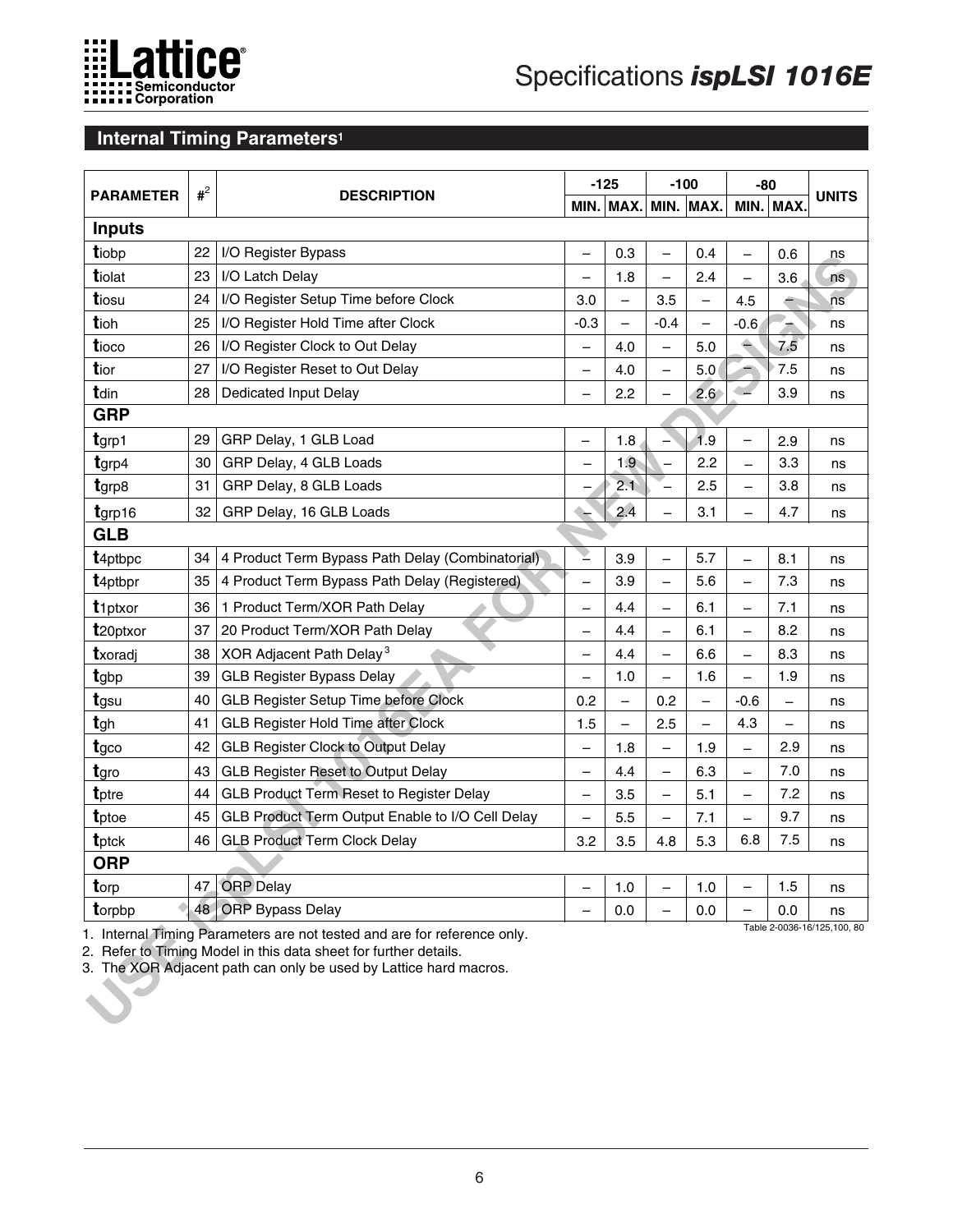## Internal Timing Parameters[1]

| PARAMETER | #[2] | DESCRIPTION | -125 | | -100 | | -80 | | UNITS |
|---|---|---|---|---|---|---|---|---|---|
| | | | MIN. | MAX. | MIN. | MAX. | MIN. | MAX. | |
| **Inputs** | | | | | | | | | |
| $t_{iobp}$ | 22 | I/O Register Bypass | – | 0.3 | – | 0.4 | – | 0.6 | ns |
| $t_{iolat}$ | 23 | I/O Latch Delay | – | 1.8 | – | 2.4 | – | 3.6 | ns |
| $t_{iosu}$ | 24 | I/O Register Setup Time before Clock | 3.0 | – | 3.5 | – | 4.5 | – | ns |
| $t_{ioh}$ | 25 | I/O Register Hold Time after Clock | -0.3 | – | -0.4 | – | -0.6 | – | ns |
| $t_{ioco}$ | 26 | I/O Register Clock to Out Delay | – | 4.0 | – | 5.0 | – | 7.5 | ns |
| $t_{ior}$ | 27 | I/O Register Reset to Out Delay | – | 4.0 | – | 5.0 | – | 7.5 | ns |
| $t_{din}$ | 28 | Dedicated Input Delay | – | 2.2 | – | 2.6 | – | 3.9 | ns |
| **GRP** | | | | | | | | | |
| $t_{grp1}$ | 29 | GRP Delay, 1 GLB Load | – | 1.8 | – | 1.9 | – | 2.9 | ns |
| $t_{grp4}$ | 30 | GRP Delay, 4 GLB Loads | – | 1.9 | – | 2.2 | – | 3.3 | ns |
| $t_{grp8}$ | 31 | GRP Delay, 8 GLB Loads | – | 2.1 | – | 2.5 | – | 3.8 | ns |
| $t_{grp16}$ | 32 | GRP Delay, 16 GLB Loads | – | 2.4 | – | 3.1 | – | 4.7 | ns |
| **GLB** | | | | | | | | | |
| $t_{4ptbpc}$ | 34 | 4 Product Term Bypass Path Delay (Combinatorial) | – | 3.9 | – | 5.7 | – | 8.1 | ns |
| $t_{4ptbpr}$ | 35 | 4 Product Term Bypass Path Delay (Registered) | – | 3.9 | – | 5.6 | – | 7.3 | ns |
| $t_{1ptxor}$ | 36 | 1 Product Term/XOR Path Delay | – | 4.4 | – | 6.1 | – | 7.1 | ns |
| $t_{20ptxor}$ | 37 | 20 Product Term/XOR Path Delay | – | 4.4 | – | 6.1 | – | 8.2 | ns |
| $t_{xoradj}$ | 38 | XOR Adjacent Path Delay[3] | – | 4.4 | – | 6.6 | – | 8.3 | ns |
| $t_{gbp}$ | 39 | GLB Register Bypass Delay | – | 1.0 | – | 1.6 | – | 1.9 | ns |
| $t_{gsu}$ | 40 | GLB Register Setup Time before Clock | 0.2 | – | 0.2 | – | -0.6 | – | ns |
| $t_{gh}$ | 41 | GLB Register Hold Time after Clock | 1.5 | – | 2.5 | – | 4.3 | – | ns |
| $t_{gco}$ | 42 | GLB Register Clock to Output Delay | – | 1.8 | – | 1.9 | – | 2.9 | ns |
| $t_{gro}$ | 43 | GLB Register Reset to Output Delay | – | 4.4 | – | 6.3 | – | 7.0 | ns |
| $t_{ptre}$ | 44 | GLB Product Term Reset to Register Delay | – | 3.5 | – | 5.1 | – | 7.2 | ns |
| $t_{ptoe}$ | 45 | GLB Product Term Output Enable to I/O Cell Delay | – | 5.5 | – | 7.1 | – | 9.7 | ns |
| $t_{ptck}$ | 46 | GLB Product Term Clock Delay | 3.2 | 3.5 | 4.8 | 5.3 | 6.8 | 7.5 | ns |
| **ORP** | | | | | | | | | |
| $t_{orp}$ | 47 | ORP Delay | – | 1.0 | – | 1.0 | – | 1.5 | ns |
| $t_{orpbp}$ | 48 | ORP Bypass Delay | – | 0.0 | – | 0.0 | – | 0.0 | ns |

Table 2-0036-16/125,100, 80

1. Internal Timing Parameters are not tested and are for reference only.
2. Refer to Timing Model in this data sheet for further details.
3. The XOR Adjacent path can only be used by Lattice hard macros.

USE ispLSI 1016EA FOR NEW DESIGNS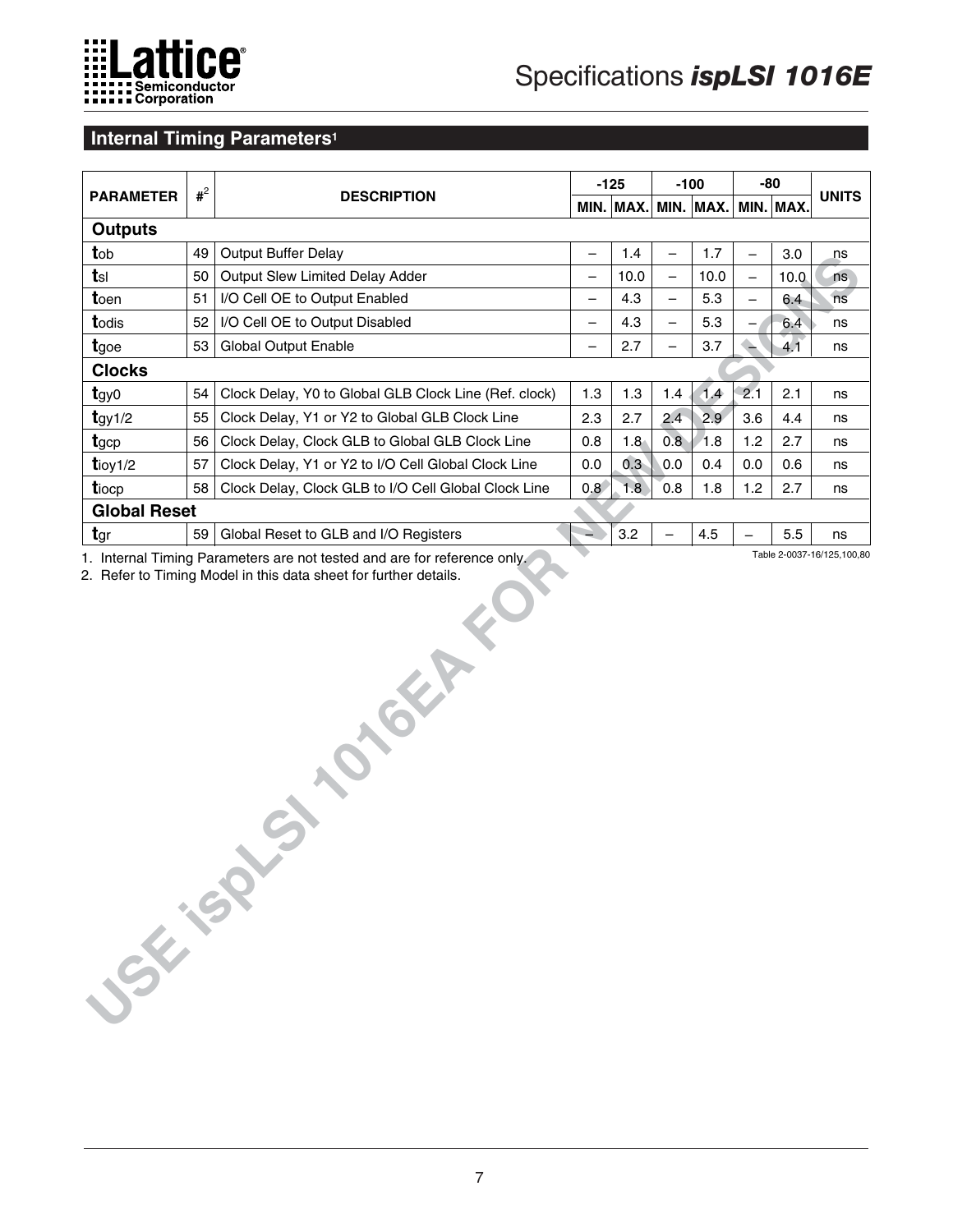## Internal Timing Parameters[1]

| PARAMETER | #[2] | DESCRIPTION | -125 | | -100 | | -80 | | UNITS |
|---|---|---|---|---|---|---|---|---|---|
| | | | MIN. | MAX. | MIN. | MAX. | MIN. | MAX. | |
| **Outputs** | | | | | | | | | |
| $t_{ob}$ | 49 | Output Buffer Delay | – | 1.4 | – | 1.7 | – | 3.0 | ns |
| $t_{sl}$ | 50 | Output Slew Limited Delay Adder | – | 10.0 | – | 10.0 | – | 10.0 | ns |
| $t_{oen}$ | 51 | I/O Cell OE to Output Enabled | – | 4.3 | – | 5.3 | – | 6.4 | ns |
| $t_{odis}$ | 52 | I/O Cell OE to Output Disabled | – | 4.3 | – | 5.3 | – | 6.4 | ns |
| $t_{goe}$ | 53 | Global Output Enable | – | 2.7 | – | 3.7 | – | 4.1 | ns |
| **Clocks** | | | | | | | | | |
| $t_{gy0}$ | 54 | Clock Delay, Y0 to Global GLB Clock Line (Ref. clock) | 1.3 | 1.3 | 1.4 | 1.4 | 2.1 | 2.1 | ns |
| $t_{gy1/2}$ | 55 | Clock Delay, Y1 or Y2 to Global GLB Clock Line | 2.3 | 2.7 | 2.4 | 2.9 | 3.6 | 4.4 | ns |
| $t_{gcp}$ | 56 | Clock Delay, Clock GLB to Global GLB Clock Line | 0.8 | 1.8 | 0.8 | 1.8 | 1.2 | 2.7 | ns |
| $t_{ioy1/2}$ | 57 | Clock Delay, Y1 or Y2 to I/O Cell Global Clock Line | 0.0 | 0.3 | 0.0 | 0.4 | 0.0 | 0.6 | ns |
| $t_{iocp}$ | 58 | Clock Delay, Clock GLB to I/O Cell Global Clock Line | 0.8 | 1.8 | 0.8 | 1.8 | 1.2 | 2.7 | ns |
| **Global Reset** | | | | | | | | | |
| $t_{gr}$ | 59 | Global Reset to GLB and I/O Registers | – | 3.2 | – | 4.5 | – | 5.5 | ns |

Table 2-0037-16/125,100,80

1. Internal Timing Parameters are not tested and are for reference only.
2. Refer to Timing Model in this data sheet for further details.

USE ispLSI 1016EA FOR NEW DESIGNS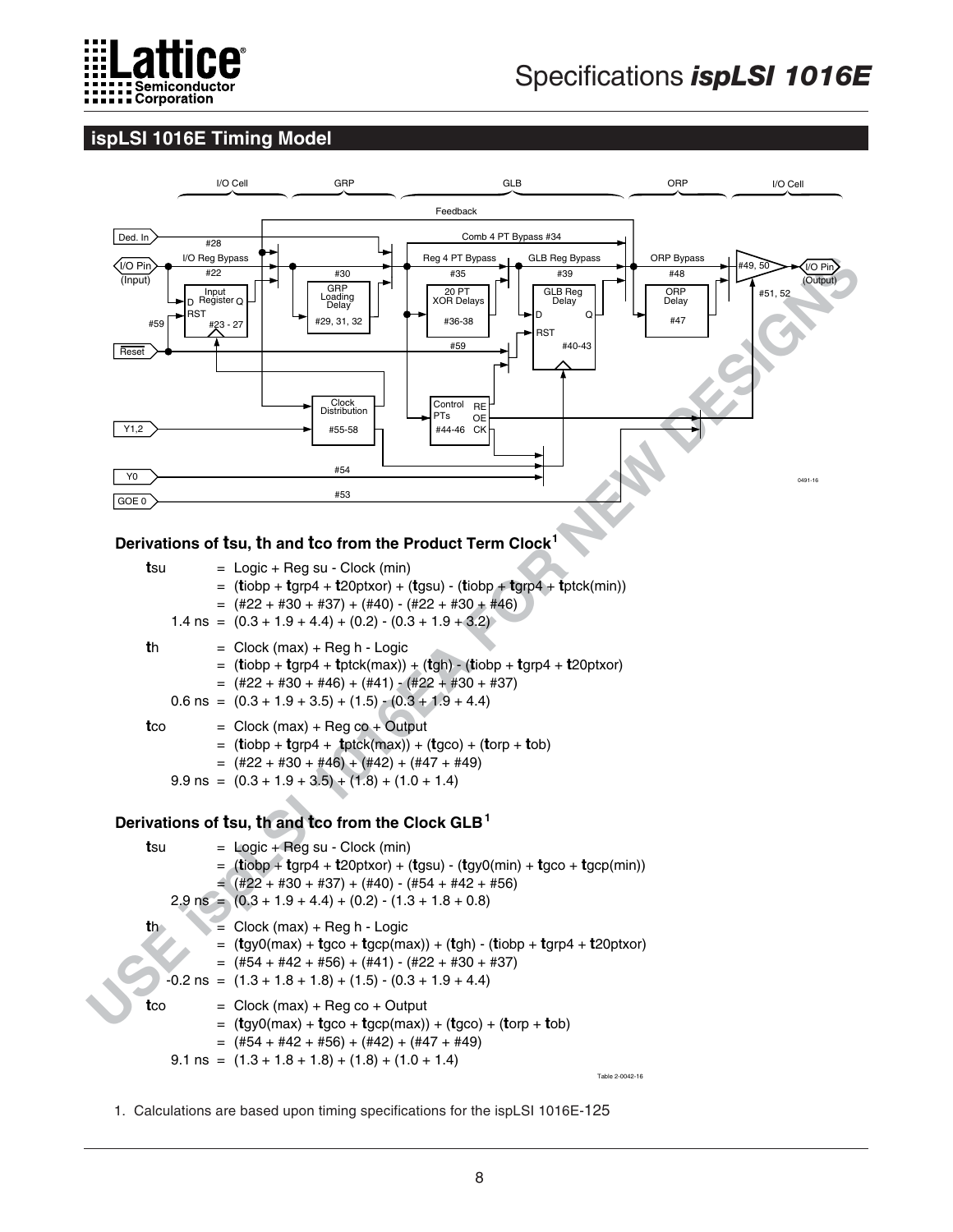## ispLSI 1016E Timing Model

### Derivations of tsu, th and tco from the Product Term Clock[1]

| | |
|---|---|
| **t**su | = Logic + Reg su - Clock (min) |
| | = (**t**iobp + **t**grp4 + **t**20ptxor) + (**t**gsu) - (**t**iobp + **t**grp4 + **t**ptck(min)) |
| | = (#22 + #30 + #37) + (#40) - (#22 + #30 + #46) |
| 1.4 ns | = (0.3 + 1.9 + 4.4) + (0.2) - (0.3 + 1.9 + 3.2) |
| **t**h | = Clock (max) + Reg h - Logic |
| | = (**t**iobp + **t**grp4 + **t**ptck(max)) + (**t**gh) - (**t**iobp + **t**grp4 + **t**20ptxor) |
| | = (#22 + #30 + #46) + (#41) - (#22 + #30 + #37) |
| 0.6 ns | = (0.3 + 1.9 + 3.5) + (1.5) - (0.3 + 1.9 + 4.4) |
| **t**co | = Clock (max) + Reg co + Output |
| | = (**t**iobp + **t**grp4 + **t**ptck(max)) + (**t**gco) + (**t**orp + **t**ob) |
| | = (#22 + #30 + #46) + (#42) + (#47 + #49) |
| 9.9 ns | = (0.3 + 1.9 + 3.5) + (1.8) + (1.0 + 1.4) |

### Derivations of tsu, th and tco from the Clock GLB[1]

| | |
|---|---|
| **t**su | = Logic + Reg su - Clock (min) |
| | = (**t**iobp + **t**grp4 + **t**20ptxor) + (**t**gsu) - (**t**gy0(min) + **t**gco + **t**gcp(min)) |
| | = (#22 + #30 + #37) + (#40) - (#54 + #42 + #56) |
| 2.9 ns | = (0.3 + 1.9 + 4.4) + (0.2) - (1.3 + 1.8 + 0.8) |
| **t**h | = Clock (max) + Reg h - Logic |
| | = (**t**gy0(max) + **t**gco + **t**gcp(max)) + (**t**gh) - (**t**iobp + **t**grp4 + **t**20ptxor) |
| | = (#54 + #42 + #56) + (#41) - (#22 + #30 + #37) |
| -0.2 ns | = (1.3 + 1.8 + 1.8) + (1.5) - (0.3 + 1.9 + 4.4) |
| **t**co | = Clock (max) + Reg co + Output |
| | = (**t**gy0(max) + **t**gco + **t**gcp(max)) + (**t**gco) + (**t**orp + **t**ob) |
| | = (#54 + #42 + #56) + (#42) + (#47 + #49) |
| 9.1 ns | = (1.3 + 1.8 + 1.8) + (1.8) + (1.0 + 1.4) |

Table 2-0042-16

1. Calculations are based upon timing specifications for the ispLSI 1016E-125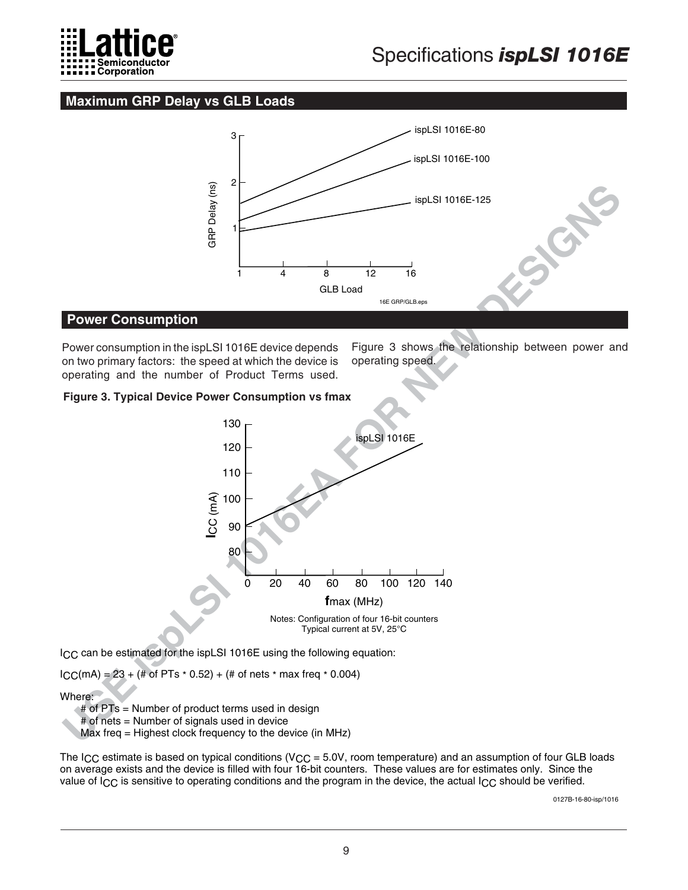## Maximum GRP Delay vs GLB Loads

16E GRP/GLB.eps

## Power Consumption

Power consumption in the ispLSI 1016E device depends on two primary factors: the speed at which the device is operating and the number of Product Terms used. Figure 3 shows the relationship between power and operating speed.

**Figure 3. Typical Device Power Consumption vs fmax**

Notes: Configuration of four 16-bit counters
Typical current at 5V, 25°C

$I_{CC}$ can be estimated for the ispLSI 1016E using the following equation:

$I_{CC}$(mA) = 23 + (# of PTs * 0.52) + (# of nets * max freq * 0.004)

Where:

- # of PTs = Number of product terms used in design
- # of nets = Number of signals used in device
- Max freq = Highest clock frequency to the device (in MHz)

The $I_{CC}$ estimate is based on typical conditions ($V_{CC}$ = 5.0V, room temperature) and an assumption of four GLB loads on average exists and the device is filled with four 16-bit counters. These values are for estimates only. Since the value of $I_{CC}$ is sensitive to operating conditions and the program in the device, the actual $I_{CC}$ should be verified.

0127B-16-80-isp/1016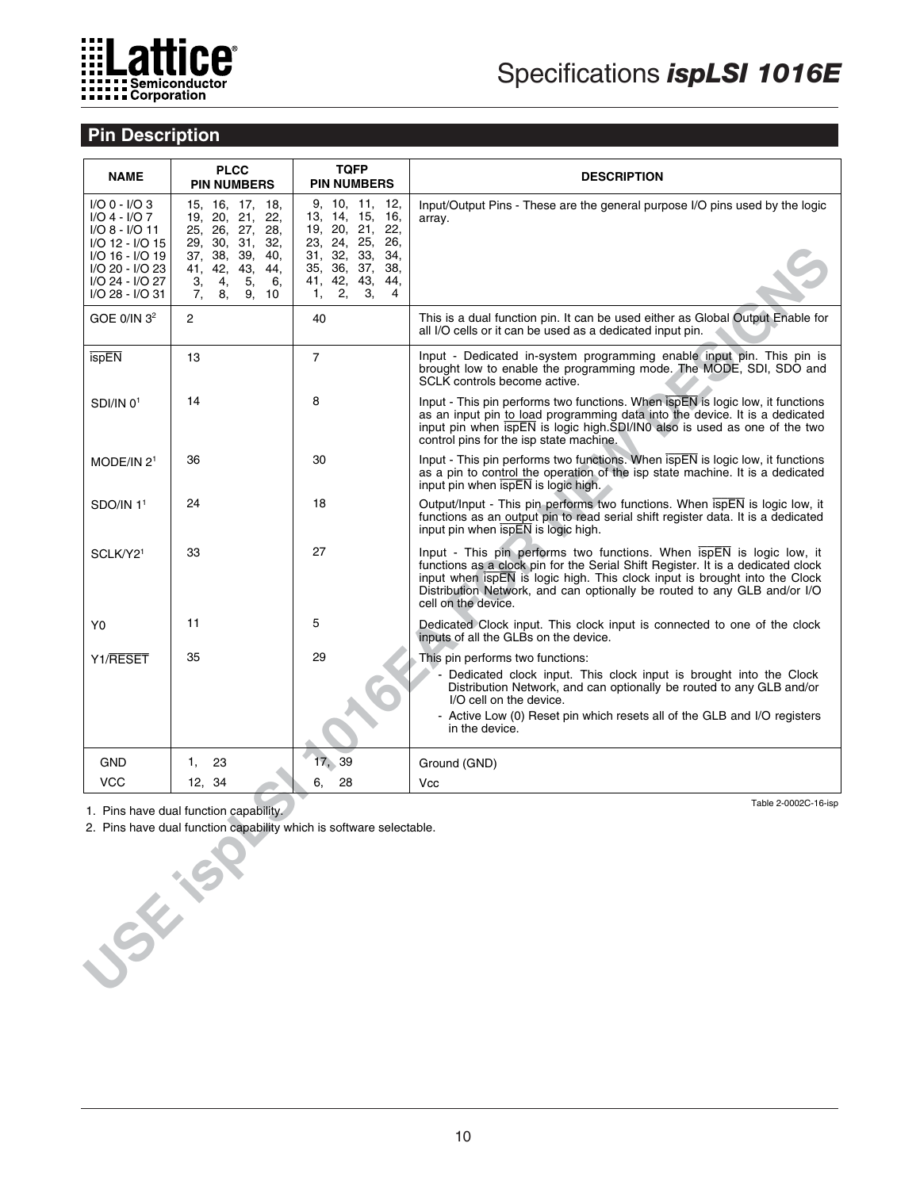## Pin Description

| NAME | PLCC PIN NUMBERS | TQFP PIN NUMBERS | DESCRIPTION |
|---|---|---|---|
| I/O 0 - I/O 3<br>I/O 4 - I/O 7<br>I/O 8 - I/O 11<br>I/O 12 - I/O 15<br>I/O 16 - I/O 19<br>I/O 20 - I/O 23<br>I/O 24 - I/O 27<br>I/O 28 - I/O 31 | 15, 16, 17, 18,<br>19, 20, 21, 22,<br>25, 26, 27, 28,<br>29, 30, 31, 32,<br>37, 38, 39, 40,<br>41, 42, 43, 44,<br>3, 4, 5, 6,<br>7, 8, 9, 10 | 9, 10, 11, 12,<br>13, 14, 15, 16,<br>19, 20, 21, 22,<br>23, 24, 25, 26,<br>31, 32, 33, 34,<br>35, 36, 37, 38,<br>41, 42, 43, 44,<br>1, 2, 3, 4 | Input/Output Pins - These are the general purpose I/O pins used by the logic array. |
| GOE 0/IN 3[2] | 2 | 40 | This is a dual function pin. It can be used either as Global Output Enable for all I/O cells or it can be used as a dedicated input pin. |
| ispEN (active low) | 13 | 7 | Input - Dedicated in-system programming enable input pin. This pin is brought low to enable the programming mode. The MODE, SDI, SDO and SCLK controls become active. |
| SDI/IN 0[1] | 14 | 8 | Input - This pin performs two functions. When ispEN is logic low, it functions as an input pin to load programming data into the device. It is a dedicated input pin when ispEN is logic high.SDI/IN0 also is used as one of the two control pins for the isp state machine. |
| MODE/IN 2[1] | 36 | 30 | Input - This pin performs two functions. When ispEN is logic low, it functions as a pin to control the operation of the isp state machine. It is a dedicated input pin when ispEN is logic high. |
| SDO/IN 1[1] | 24 | 18 | Output/Input - This pin performs two functions. When ispEN is logic low, it functions as an output pin to read serial shift register data. It is a dedicated input pin when ispEN is logic high. |
| SCLK/Y2[1] | 33 | 27 | Input - This pin performs two functions. When ispEN is logic low, it functions as a clock pin for the Serial Shift Register. It is a dedicated clock input when ispEN is logic high. This clock input is brought into the Clock Distribution Network, and can optionally be routed to any GLB and/or I/O cell on the device. |
| Y0 | 11 | 5 | Dedicated Clock input. This clock input is connected to one of the clock inputs of all the GLBs on the device. |
| Y1/RESET (RESET active low) | 35 | 29 | This pin performs two functions:<br>- Dedicated clock input. This clock input is brought into the Clock Distribution Network, and can optionally be routed to any GLB and/or I/O cell on the device.<br>- Active Low (0) Reset pin which resets all of the GLB and I/O registers in the device. |
| GND | 1, 23 | 17, 39 | Ground (GND) |
| VCC | 12, 34 | 6, 28 | Vcc |

Table 2-0002C-16-isp

1. Pins have dual function capability.
2. Pins have dual function capability which is software selectable.

USE ispLSI 1016EA FOR NEW DESIGNS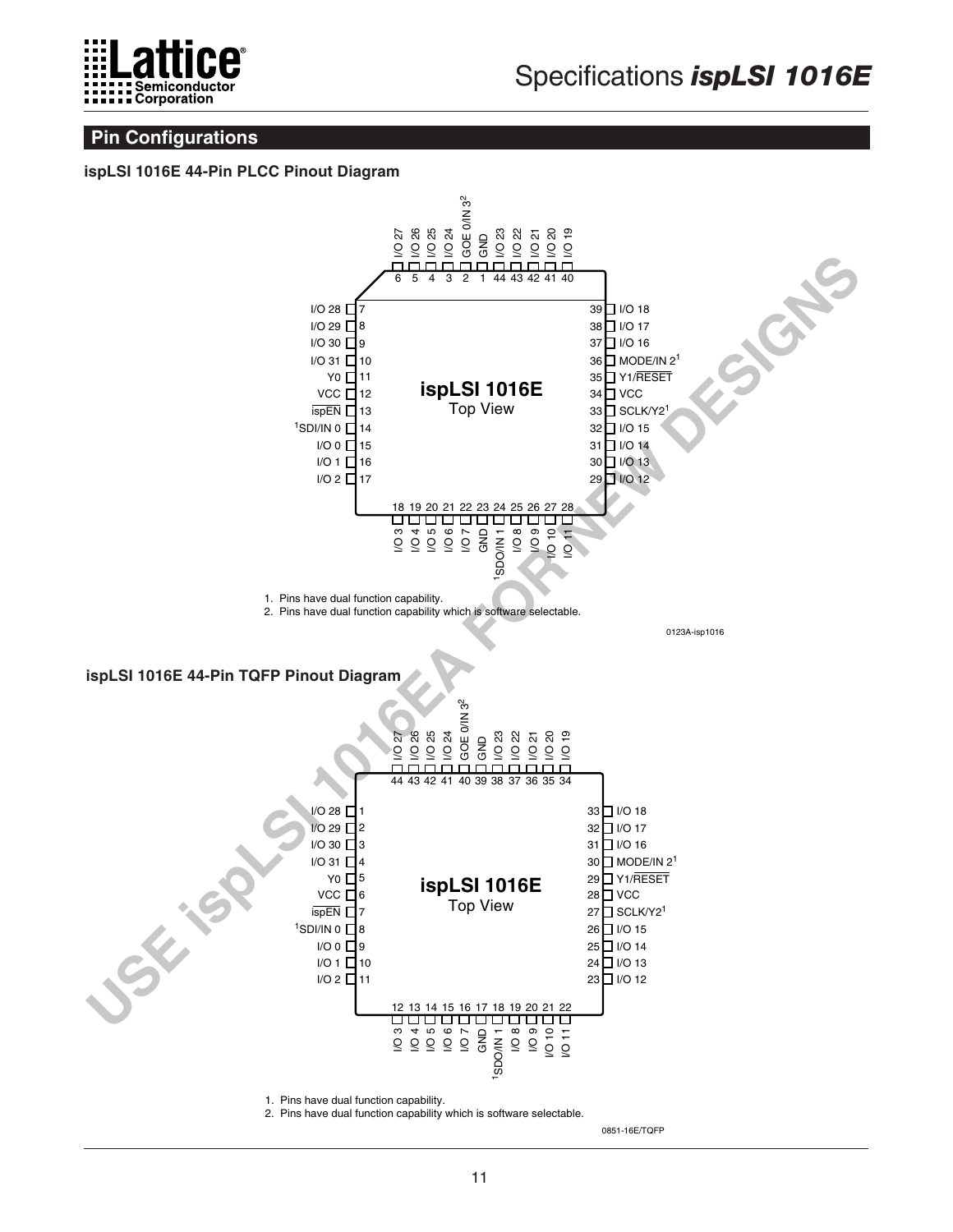## Pin Configurations

### ispLSI 1016E 44-Pin PLCC Pinout Diagram

| Pin | Function | Pin | Function |
|---|---|---|---|
| 1 | GND | 23 | GND |
| 2 | GOE 0/IN 3[2] | 24 | [1]SDO/IN 1 |
| 3 | I/O 24 | 25 | I/O 8 |
| 4 | I/O 25 | 26 | I/O 9 |
| 5 | I/O 26 | 27 | I/O 10 |
| 6 | I/O 27 | 28 | I/O 11 |
| 7 | I/O 28 | 29 | I/O 12 |
| 8 | I/O 29 | 30 | I/O 13 |
| 9 | I/O 30 | 31 | I/O 14 |
| 10 | I/O 31 | 32 | I/O 15 |
| 11 | Y0 | 33 | SCLK/Y2[1] |
| 12 | VCC | 34 | VCC |
| 13 | ispEN (active low) | 35 | Y1/RESET (RESET active low) |
| 14 | [1]SDI/IN 0 | 36 | MODE/IN 2[1] |
| 15 | I/O 0 | 37 | I/O 16 |
| 16 | I/O 1 | 38 | I/O 17 |
| 17 | I/O 2 | 39 | I/O 18 |
| 18 | I/O 3 | 40 | I/O 19 |
| 19 | I/O 4 | 41 | I/O 20 |
| 20 | I/O 5 | 42 | I/O 21 |
| 21 | I/O 6 | 43 | I/O 22 |
| 22 | I/O 7 | 44 | I/O 23 |

ispLSI 1016E Top View

1. Pins have dual function capability.
2. Pins have dual function capability which is software selectable.

0123A-isp1016

### ispLSI 1016E 44-Pin TQFP Pinout Diagram

| Pin | Function | Pin | Function |
|---|---|---|---|
| 1 | I/O 28 | 23 | I/O 12 |
| 2 | I/O 29 | 24 | I/O 13 |
| 3 | I/O 30 | 25 | I/O 14 |
| 4 | I/O 31 | 26 | I/O 15 |
| 5 | Y0 | 27 | SCLK/Y2[1] |
| 6 | VCC | 28 | VCC |
| 7 | ispEN (active low) | 29 | Y1/RESET (RESET active low) |
| 8 | [1]SDI/IN 0 | 30 | MODE/IN 2[1] |
| 9 | I/O 0 | 31 | I/O 16 |
| 10 | I/O 1 | 32 | I/O 17 |
| 11 | I/O 2 | 33 | I/O 18 |
| 12 | I/O 3 | 34 | I/O 19 |
| 13 | I/O 4 | 35 | I/O 20 |
| 14 | I/O 5 | 36 | I/O 21 |
| 15 | I/O 6 | 37 | I/O 22 |
| 16 | I/O 7 | 38 | I/O 23 |
| 17 | GND | 39 | GND |
| 18 | [1]SDO/IN 1 | 40 | GOE 0/IN 3[2] |
| 19 | I/O 8 | 41 | I/O 24 |
| 20 | I/O 9 | 42 | I/O 25 |
| 21 | I/O 10 | 43 | I/O 26 |
| 22 | I/O 11 | 44 | I/O 27 |

ispLSI 1016E Top View

1. Pins have dual function capability.
2. Pins have dual function capability which is software selectable.

0851-16E/TQFP

USE ispLSI 1016EA FOR NEW DESIGNS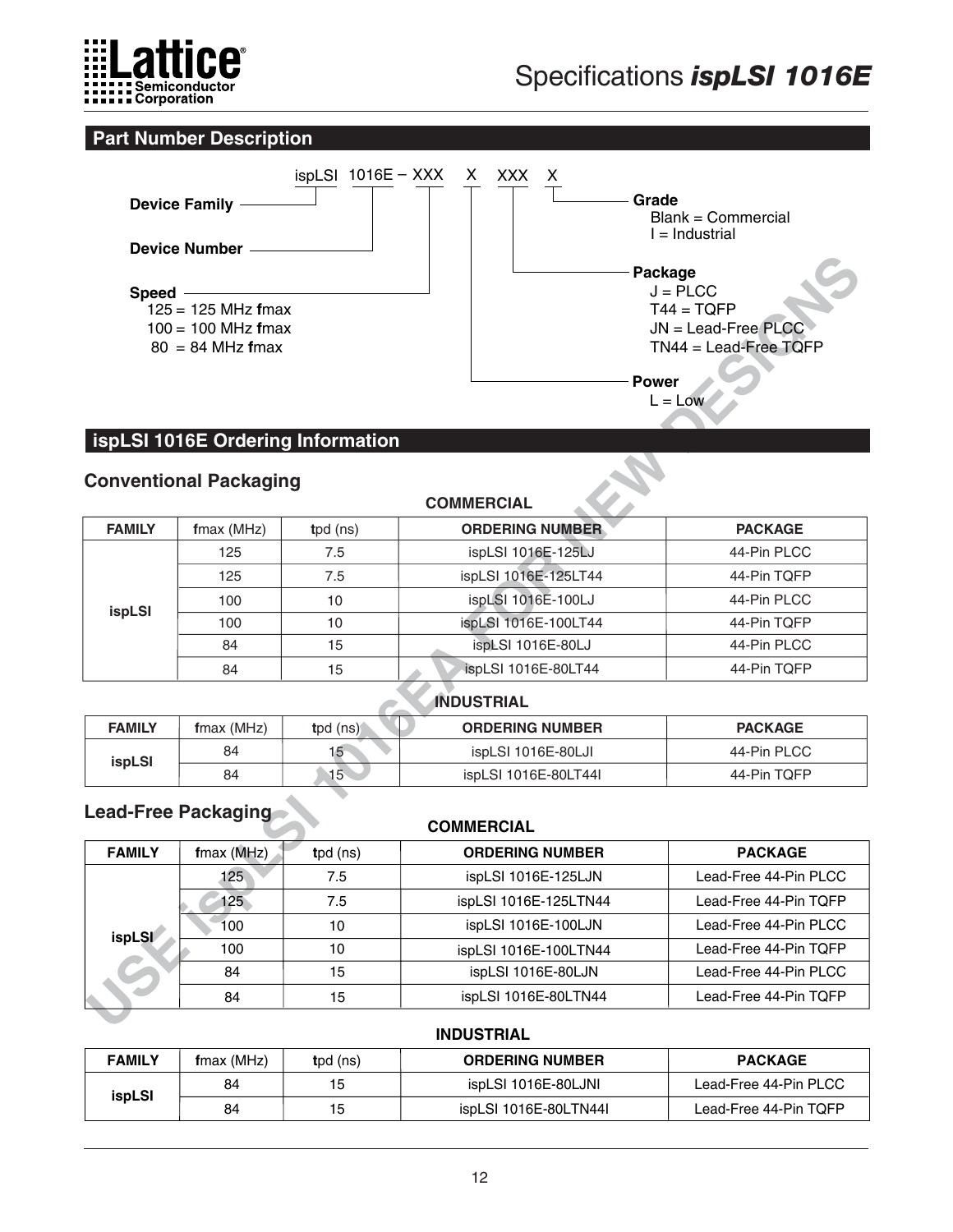## Part Number Description

```
ispLSI 1016E – XXX  X  XXX  X
```

- **Device Family** — ispLSI
- **Device Number** — 1016E
- **Speed**
  - 125 = 125 MHz **f**max
  - 100 = 100 MHz **f**max
  - 80 = 84 MHz **f**max
- **Power**
  - L = Low
- **Package**
  - J = PLCC
  - T44 = TQFP
  - JN = Lead-Free PLCC
  - TN44 = Lead-Free TQFP
- **Grade**
  - Blank = Commercial
  - I = Industrial

USE ispLSI 1016EA FOR NEW DESIGNS

## ispLSI 1016E Ordering Information

### Conventional Packaging

**COMMERCIAL**

| FAMILY | **f**max (MHz) | **t**pd (ns) | ORDERING NUMBER | PACKAGE |
|---|---|---|---|---|
| ispLSI | 125 | 7.5 | ispLSI 1016E-125LJ | 44-Pin PLCC |
| | 125 | 7.5 | ispLSI 1016E-125LT44 | 44-Pin TQFP |
| | 100 | 10 | ispLSI 1016E-100LJ | 44-Pin PLCC |
| | 100 | 10 | ispLSI 1016E-100LT44 | 44-Pin TQFP |
| | 84 | 15 | ispLSI 1016E-80LJ | 44-Pin PLCC |
| | 84 | 15 | ispLSI 1016E-80LT44 | 44-Pin TQFP |

**INDUSTRIAL**

| FAMILY | **f**max (MHz) | **t**pd (ns) | ORDERING NUMBER | PACKAGE |
|---|---|---|---|---|
| ispLSI | 84 | 15 | ispLSI 1016E-80LJI | 44-Pin PLCC |
| | 84 | 15 | ispLSI 1016E-80LT44I | 44-Pin TQFP |

### Lead-Free Packaging

**COMMERCIAL**

| FAMILY | **f**max (MHz) | **t**pd (ns) | ORDERING NUMBER | PACKAGE |
|---|---|---|---|---|
| ispLSI | 125 | 7.5 | ispLSI 1016E-125LJN | Lead-Free 44-Pin PLCC |
| | 125 | 7.5 | ispLSI 1016E-125LTN44 | Lead-Free 44-Pin TQFP |
| | 100 | 10 | ispLSI 1016E-100LJN | Lead-Free 44-Pin PLCC |
| | 100 | 10 | ispLSI 1016E-100LTN44 | Lead-Free 44-Pin TQFP |
| | 84 | 15 | ispLSI 1016E-80LJN | Lead-Free 44-Pin PLCC |
| | 84 | 15 | ispLSI 1016E-80LTN44 | Lead-Free 44-Pin TQFP |

**INDUSTRIAL**

| FAMILY | **f**max (MHz) | **t**pd (ns) | ORDERING NUMBER | PACKAGE |
|---|---|---|---|---|
| ispLSI | 84 | 15 | ispLSI 1016E-80LJNI | Lead-Free 44-Pin PLCC |
| | 84 | 15 | ispLSI 1016E-80LTN44I | Lead-Free 44-Pin TQFP |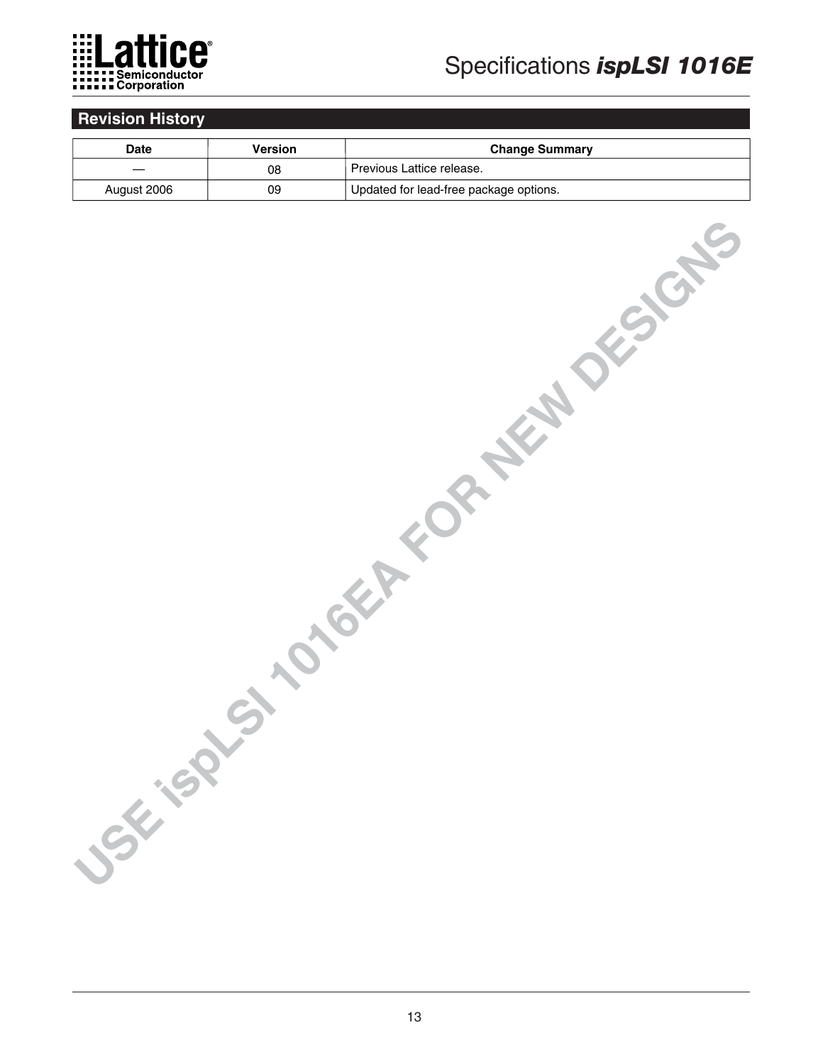## Revision History

| Date | Version | Change Summary |
|---|---|---|
| — | 08 | Previous Lattice release. |
| August 2006 | 09 | Updated for lead-free package options. |

USE ispLSI 1016EA FOR NEW DESIGNS